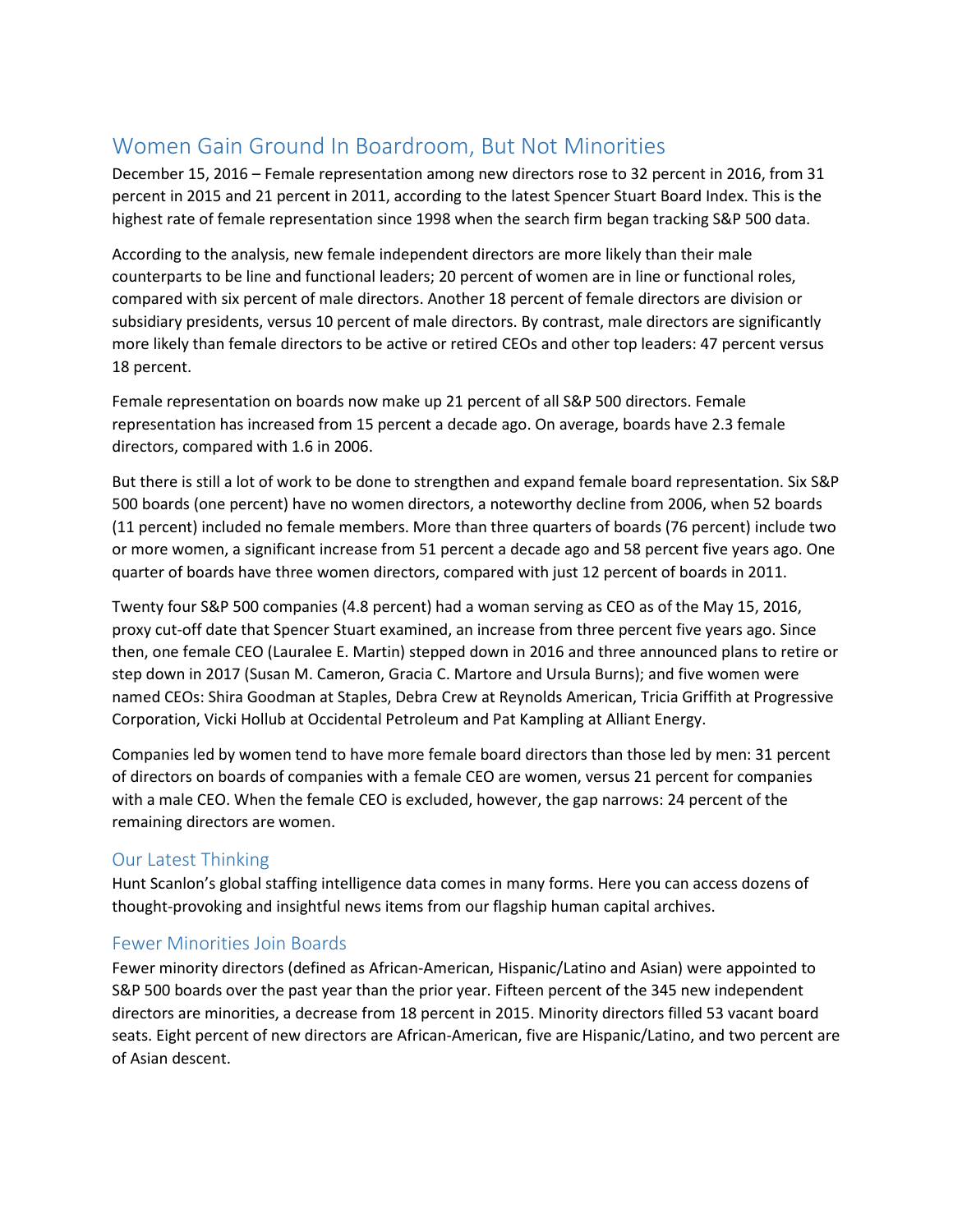# Women Gain Ground In Boardroom, But Not Minorities

December 15, 2016 – Female representation among new directors rose to 32 percent in 2016, from 31 percent in 2015 and 21 percent in 2011, according to the latest Spencer Stuart Board Index. This is the highest rate of female representation since 1998 when the search firm began tracking S&P 500 data.

According to the analysis, new female independent directors are more likely than their male counterparts to be line and functional leaders; 20 percent of women are in line or functional roles, compared with six percent of male directors. Another 18 percent of female directors are division or subsidiary presidents, versus 10 percent of male directors. By contrast, male directors are significantly more likely than female directors to be active or retired CEOs and other top leaders: 47 percent versus 18 percent.

Female representation on boards now make up 21 percent of all S&P 500 directors. Female representation has increased from 15 percent a decade ago. On average, boards have 2.3 female directors, compared with 1.6 in 2006.

But there is still a lot of work to be done to strengthen and expand female board representation. Six S&P 500 boards (one percent) have no women directors, a noteworthy decline from 2006, when 52 boards (11 percent) included no female members. More than three quarters of boards (76 percent) include two or more women, a significant increase from 51 percent a decade ago and 58 percent five years ago. One quarter of boards have three women directors, compared with just 12 percent of boards in 2011.

Twenty four S&P 500 companies (4.8 percent) had a woman serving as CEO as of the May 15, 2016, proxy cut-off date that Spencer Stuart examined, an increase from three percent five years ago. Since then, one female CEO (Lauralee E. Martin) stepped down in 2016 and three announced plans to retire or step down in 2017 (Susan M. Cameron, Gracia C. Martore and Ursula Burns); and five women were named CEOs: Shira Goodman at Staples, Debra Crew at Reynolds American, Tricia Griffith at Progressive Corporation, Vicki Hollub at Occidental Petroleum and Pat Kampling at Alliant Energy.

Companies led by women tend to have more female board directors than those led by men: 31 percent of directors on boards of companies with a female CEO are women, versus 21 percent for companies with a male CEO. When the female CEO is excluded, however, the gap narrows: 24 percent of the remaining directors are women.

## Our Latest Thinking

Hunt Scanlon's global staffing intelligence data comes in many forms. Here you can access dozens of thought-provoking and insightful news items from our flagship human capital archives.

## Fewer Minorities Join Boards

Fewer minority directors (defined as African-American, Hispanic/Latino and Asian) were appointed to S&P 500 boards over the past year than the prior year. Fifteen percent of the 345 new independent directors are minorities, a decrease from 18 percent in 2015. Minority directors filled 53 vacant board seats. Eight percent of new directors are African-American, five are Hispanic/Latino, and two percent are of Asian descent.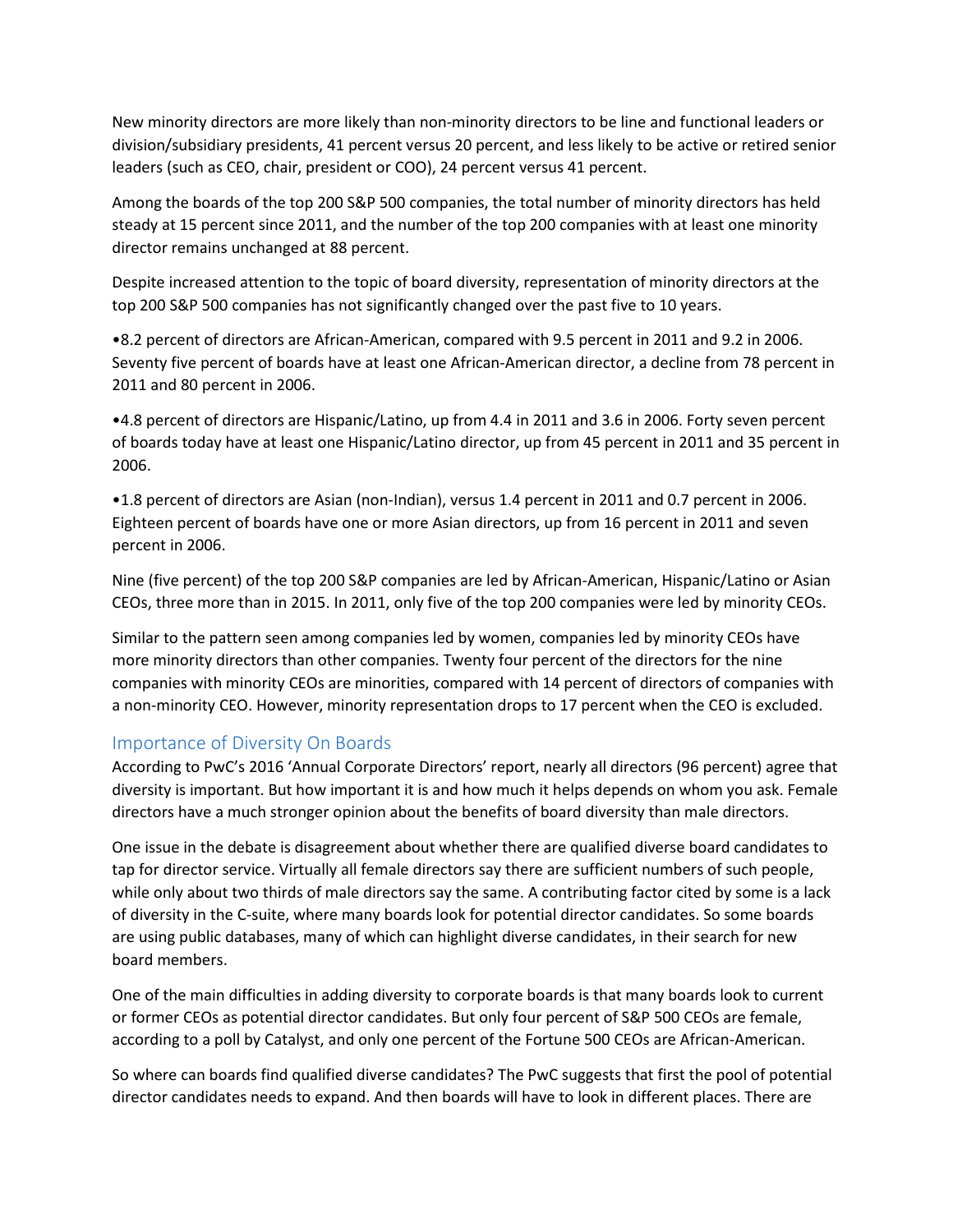New minority directors are more likely than non-minority directors to be line and functional leaders or division/subsidiary presidents, 41 percent versus 20 percent, and less likely to be active or retired senior leaders (such as CEO, chair, president or COO), 24 percent versus 41 percent.

Among the boards of the top 200 S&P 500 companies, the total number of minority directors has held steady at 15 percent since 2011, and the number of the top 200 companies with at least one minority director remains unchanged at 88 percent.

Despite increased attention to the topic of board diversity, representation of minority directors at the top 200 S&P 500 companies has not significantly changed over the past five to 10 years.

- 8.2 percent of directors are African-American, compared with 9.5 percent in 2011 and 9.2 in 2006. Seventy five percent of boards have at least one African-American director, a decline from 78 percent in 2011 and 80 percent in 2006.

- 4.8 percent of directors are Hispanic/Latino, up from 4.4 in 2011 and 3.6 in 2006. Forty seven percent of boards today have at least one Hispanic/Latino director, up from 45 percent in 2011 and 35 percent in 2006.

- 1.8 percent of directors are Asian (non-Indian), versus 1.4 percent in 2011 and 0.7 percent in 2006. Eighteen percent of boards have one or more Asian directors, up from 16 percent in 2011 and seven percent in 2006.

Nine (five percent) of the top 200 S&P companies are led by African-American, Hispanic/Latino or Asian CEOs, three more than in 2015. In 2011, only five of the top 200 companies were led by minority CEOs.

Similar to the pattern seen among companies led by women, companies led by minority CEOs have more minority directors than other companies. Twenty four percent of the directors for the nine companies with minority CEOs are minorities, compared with 14 percent of directors of companies with a non-minority CEO. However, minority representation drops to 17 percent when the CEO is excluded.

## Importance of Diversity On Boards

According to PwC's 2016 'Annual Corporate Directors' report, nearly all directors (96 percent) agree that diversity is important. But how important it is and how much it helps depends on whom you ask. Female directors have a much stronger opinion about the benefits of board diversity than male directors.

One issue in the debate is disagreement about whether there are qualified diverse board candidates to tap for director service. Virtually all female directors say there are sufficient numbers of such people, while only about two thirds of male directors say the same. A contributing factor cited by some is a lack of diversity in the C-suite, where many boards look for potential director candidates. So some boards are using public databases, many of which can highlight diverse candidates, in their search for new board members.

One of the main difficulties in adding diversity to corporate boards is that many boards look to current or former CEOs as potential director candidates. But only four percent of S&P 500 CEOs are female, according to a poll by Catalyst, and only one percent of the Fortune 500 CEOs are African-American.

So where can boards find qualified diverse candidates? The PwC suggests that first the pool of potential director candidates needs to expand. And then boards will have to look in different places. There are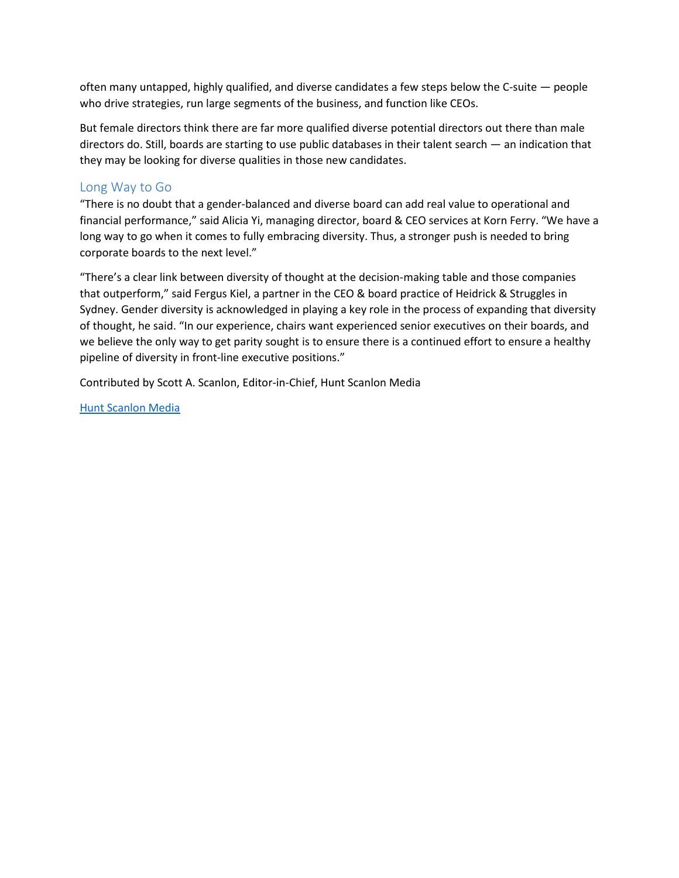often many untapped, highly qualified, and diverse candidates a few steps below the C-suite — people who drive strategies, run large segments of the business, and function like CEOs.

But female directors think there are far more qualified diverse potential directors out there than male directors do. Still, boards are starting to use public databases in their talent search — an indication that they may be looking for diverse qualities in those new candidates.

## Long Way to Go

"There is no doubt that a gender-balanced and diverse board can add real value to operational and financial performance," said Alicia Yi, managing director, board & CEO services at Korn Ferry. "We have a long way to go when it comes to fully embracing diversity. Thus, a stronger push is needed to bring corporate boards to the next level."

"There's a clear link between diversity of thought at the decision-making table and those companies that outperform," said Fergus Kiel, a partner in the CEO & board practice of Heidrick & Struggles in Sydney. Gender diversity is acknowledged in playing a key role in the process of expanding that diversity of thought, he said. "In our experience, chairs want experienced senior executives on their boards, and we believe the only way to get parity sought is to ensure there is a continued effort to ensure a healthy pipeline of diversity in front-line executive positions."

Contributed by Scott A. Scanlon, Editor-in-Chief, Hunt Scanlon Media

Hunt Scanlon Media